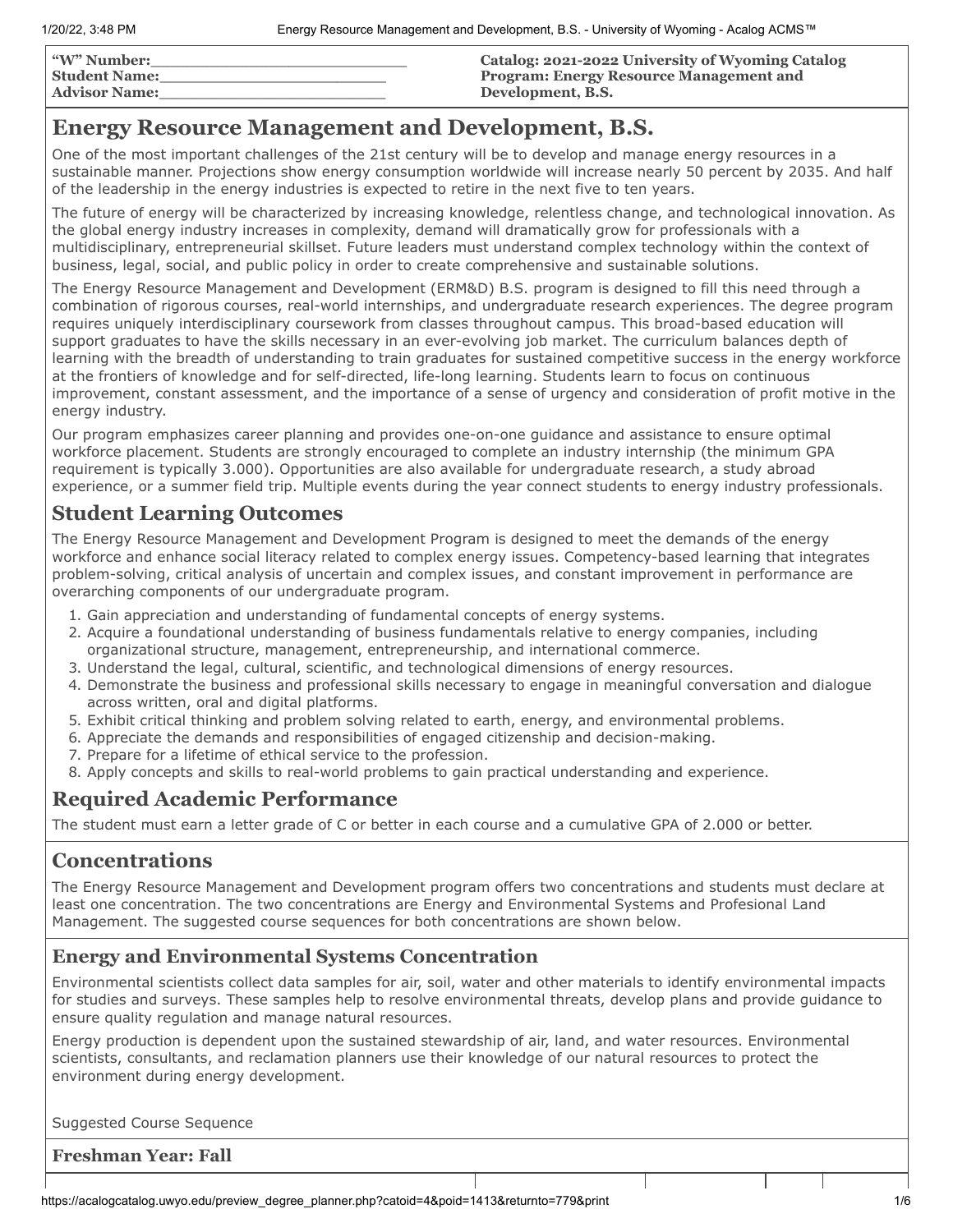**"W" Number:\_\_\_\_\_\_\_\_\_\_\_\_\_\_\_\_\_\_\_\_\_\_\_\_\_**
**Student Name:\_\_\_\_\_\_\_\_\_\_\_\_\_\_\_\_\_\_\_\_\_\_\_\_**
**Advisor Name:\_\_\_\_\_\_\_\_\_\_\_\_\_\_\_\_\_\_\_\_\_\_\_\_**

**Catalog: 2021-2022 University of Wyoming Catalog**
**Program: Energy Resource Management and Development, B.S.**

# Energy Resource Management and Development, B.S.

One of the most important challenges of the 21st century will be to develop and manage energy resources in a sustainable manner. Projections show energy consumption worldwide will increase nearly 50 percent by 2035. And half of the leadership in the energy industries is expected to retire in the next five to ten years.

The future of energy will be characterized by increasing knowledge, relentless change, and technological innovation. As the global energy industry increases in complexity, demand will dramatically grow for professionals with a multidisciplinary, entrepreneurial skillset. Future leaders must understand complex technology within the context of business, legal, social, and public policy in order to create comprehensive and sustainable solutions.

The Energy Resource Management and Development (ERM&D) B.S. program is designed to fill this need through a combination of rigorous courses, real-world internships, and undergraduate research experiences. The degree program requires uniquely interdisciplinary coursework from classes throughout campus. This broad-based education will support graduates to have the skills necessary in an ever-evolving job market. The curriculum balances depth of learning with the breadth of understanding to train graduates for sustained competitive success in the energy workforce at the frontiers of knowledge and for self-directed, life-long learning. Students learn to focus on continuous improvement, constant assessment, and the importance of a sense of urgency and consideration of profit motive in the energy industry.

Our program emphasizes career planning and provides one-on-one guidance and assistance to ensure optimal workforce placement. Students are strongly encouraged to complete an industry internship (the minimum GPA requirement is typically 3.000). Opportunities are also available for undergraduate research, a study abroad experience, or a summer field trip. Multiple events during the year connect students to energy industry professionals.

## Student Learning Outcomes

The Energy Resource Management and Development Program is designed to meet the demands of the energy workforce and enhance social literacy related to complex energy issues. Competency-based learning that integrates problem-solving, critical analysis of uncertain and complex issues, and constant improvement in performance are overarching components of our undergraduate program.

1. Gain appreciation and understanding of fundamental concepts of energy systems.
2. Acquire a foundational understanding of business fundamentals relative to energy companies, including organizational structure, management, entrepreneurship, and international commerce.
3. Understand the legal, cultural, scientific, and technological dimensions of energy resources.
4. Demonstrate the business and professional skills necessary to engage in meaningful conversation and dialogue across written, oral and digital platforms.
5. Exhibit critical thinking and problem solving related to earth, energy, and environmental problems.
6. Appreciate the demands and responsibilities of engaged citizenship and decision-making.
7. Prepare for a lifetime of ethical service to the profession.
8. Apply concepts and skills to real-world problems to gain practical understanding and experience.

## Required Academic Performance

The student must earn a letter grade of C or better in each course and a cumulative GPA of 2.000 or better.

## Concentrations

The Energy Resource Management and Development program offers two concentrations and students must declare at least one concentration. The two concentrations are Energy and Environmental Systems and Profesional Land Management. The suggested course sequences for both concentrations are shown below.

### Energy and Environmental Systems Concentration

Environmental scientists collect data samples for air, soil, water and other materials to identify environmental impacts for studies and surveys. These samples help to resolve environmental threats, develop plans and provide guidance to ensure quality regulation and manage natural resources.

Energy production is dependent upon the sustained stewardship of air, land, and water resources. Environmental scientists, consultants, and reclamation planners use their knowledge of our natural resources to protect the environment during energy development.

Suggested Course Sequence

**Freshman Year: Fall**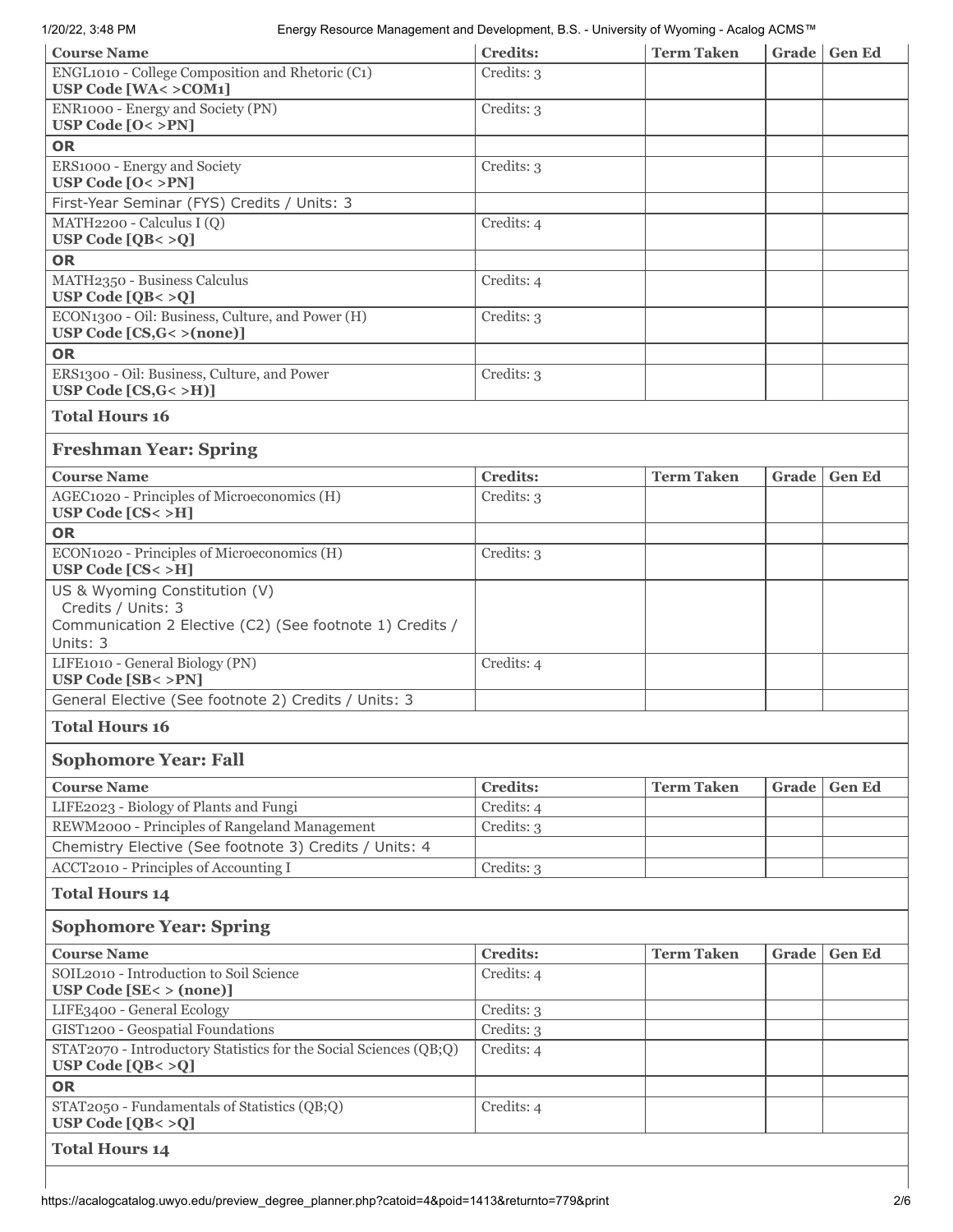| Course Name | Credits: | Term Taken | Grade | Gen Ed |
| --- | --- | --- | --- | --- |
| ENGL1010 - College Composition and Rhetoric (C1) **USP Code [WA< >COM1]** | Credits: 3 | | | |
| ENR1000 - Energy and Society (PN) **USP Code [O< >PN]** | Credits: 3 | | | |
| **OR** | | | | |
| ERS1000 - Energy and Society **USP Code [O< >PN]** | Credits: 3 | | | |
| First-Year Seminar (FYS) Credits / Units: 3 | | | | |
| MATH2200 - Calculus I (Q) **USP Code [QB< >Q]** | Credits: 4 | | | |
| **OR** | | | | |
| MATH2350 - Business Calculus **USP Code [QB< >Q]** | Credits: 4 | | | |
| ECON1300 - Oil: Business, Culture, and Power (H) **USP Code [CS,G< >(none)]** | Credits: 3 | | | |
| **OR** | | | | |
| ERS1300 - Oil: Business, Culture, and Power **USP Code [CS,G< >H)]** | Credits: 3 | | | |

**Total Hours 16**

## Freshman Year: Spring

| Course Name | Credits: | Term Taken | Grade | Gen Ed |
| --- | --- | --- | --- | --- |
| AGEC1020 - Principles of Microeconomics (H) **USP Code [CS< >H]** | Credits: 3 | | | |
| **OR** | | | | |
| ECON1020 - Principles of Microeconomics (H) **USP Code [CS< >H]** | Credits: 3 | | | |
| US & Wyoming Constitution (V) Credits / Units: 3 Communication 2 Elective (C2) (See footnote 1) Credits / Units: 3 | | | | |
| LIFE1010 - General Biology (PN) **USP Code [SB< >PN]** | Credits: 4 | | | |
| General Elective (See footnote 2) Credits / Units: 3 | | | | |

**Total Hours 16**

## Sophomore Year: Fall

| Course Name | Credits: | Term Taken | Grade | Gen Ed |
| --- | --- | --- | --- | --- |
| LIFE2023 - Biology of Plants and Fungi | Credits: 4 | | | |
| REWM2000 - Principles of Rangeland Management | Credits: 3 | | | |
| Chemistry Elective (See footnote 3) Credits / Units: 4 | | | | |
| ACCT2010 - Principles of Accounting I | Credits: 3 | | | |

**Total Hours 14**

## Sophomore Year: Spring

| Course Name | Credits: | Term Taken | Grade | Gen Ed |
| --- | --- | --- | --- | --- |
| SOIL2010 - Introduction to Soil Science **USP Code [SE< > (none)]** | Credits: 4 | | | |
| LIFE3400 - General Ecology | Credits: 3 | | | |
| GIST1200 - Geospatial Foundations | Credits: 3 | | | |
| STAT2070 - Introductory Statistics for the Social Sciences (QB;Q) **USP Code [QB< >Q]** | Credits: 4 | | | |
| **OR** | | | | |
| STAT2050 - Fundamentals of Statistics (QB;Q) **USP Code [QB< >Q]** | Credits: 4 | | | |

**Total Hours 14**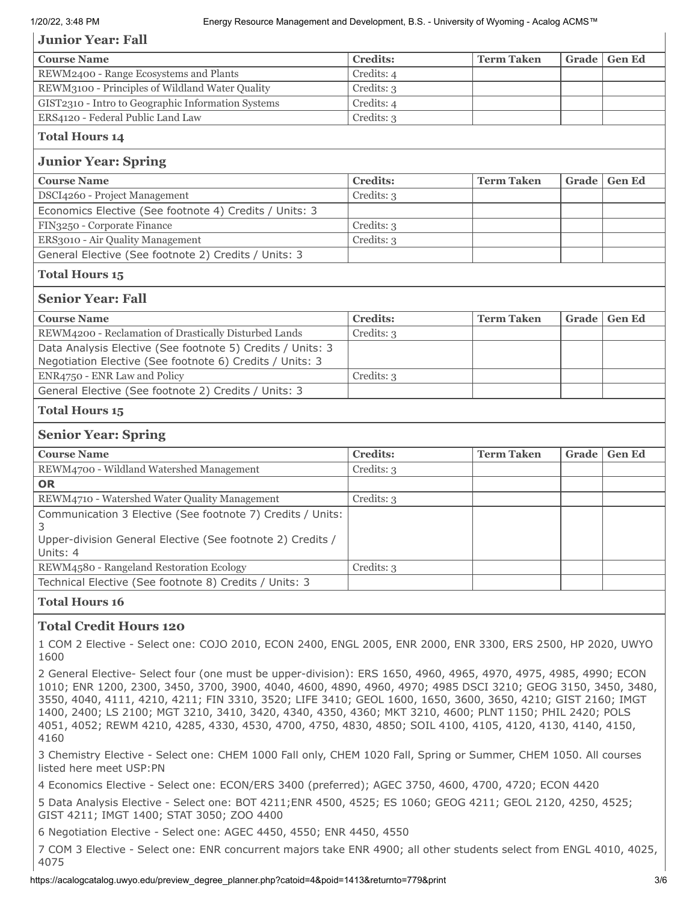### Junior Year: Fall

| Course Name | Credits: | Term Taken | Grade | Gen Ed |
|---|---|---|---|---|
| REWM2400 - Range Ecosystems and Plants | Credits: 4 | | | |
| REWM3100 - Principles of Wildland Water Quality | Credits: 3 | | | |
| GIST2310 - Intro to Geographic Information Systems | Credits: 4 | | | |
| ERS4120 - Federal Public Land Law | Credits: 3 | | | |

**Total Hours 14**

### Junior Year: Spring

| Course Name | Credits: | Term Taken | Grade | Gen Ed |
|---|---|---|---|---|
| DSCI4260 - Project Management | Credits: 3 | | | |
| Economics Elective (See footnote 4) Credits / Units: 3 | | | | |
| FIN3250 - Corporate Finance | Credits: 3 | | | |
| ERS3010 - Air Quality Management | Credits: 3 | | | |
| General Elective (See footnote 2) Credits / Units: 3 | | | | |

**Total Hours 15**

### Senior Year: Fall

| Course Name | Credits: | Term Taken | Grade | Gen Ed |
|---|---|---|---|---|
| REWM4200 - Reclamation of Drastically Disturbed Lands | Credits: 3 | | | |
| Data Analysis Elective (See footnote 5) Credits / Units: 3<br>Negotiation Elective (See footnote 6) Credits / Units: 3 | | | | |
| ENR4750 - ENR Law and Policy | Credits: 3 | | | |
| General Elective (See footnote 2) Credits / Units: 3 | | | | |

**Total Hours 15**

### Senior Year: Spring

| Course Name | Credits: | Term Taken | Grade | Gen Ed |
|---|---|---|---|---|
| REWM4700 - Wildland Watershed Management | Credits: 3 | | | |
| **OR** | | | | |
| REWM4710 - Watershed Water Quality Management | Credits: 3 | | | |
| Communication 3 Elective (See footnote 7) Credits / Units: 3<br>Upper-division General Elective (See footnote 2) Credits / Units: 4 | | | | |
| REWM4580 - Rangeland Restoration Ecology | Credits: 3 | | | |
| Technical Elective (See footnote 8) Credits / Units: 3 | | | | |

**Total Hours 16**

### Total Credit Hours 120

1 COM 2 Elective - Select one: COJO 2010, ECON 2400, ENGL 2005, ENR 2000, ENR 3300, ERS 2500, HP 2020, UWYO 1600

2 General Elective- Select four (one must be upper-division): ERS 1650, 4960, 4965, 4970, 4975, 4985, 4990; ECON 1010; ENR 1200, 2300, 3450, 3700, 3900, 4040, 4600, 4890, 4960, 4970; 4985 DSCI 3210; GEOG 3150, 3450, 3480, 3550, 4040, 4111, 4210, 4211; FIN 3310, 3520; LIFE 3410; GEOL 1600, 1650, 3600, 3650, 4210; GIST 2160; IMGT 1400, 2400; LS 2100; MGT 3210, 3410, 3420, 4340, 4350, 4360; MKT 3210, 4600; PLNT 1150; PHIL 2420; POLS 4051, 4052; REWM 4210, 4285, 4330, 4530, 4700, 4750, 4830, 4850; SOIL 4100, 4105, 4120, 4130, 4140, 4150, 4160

3 Chemistry Elective - Select one: CHEM 1000 Fall only, CHEM 1020 Fall, Spring or Summer, CHEM 1050. All courses listed here meet USP:PN

4 Economics Elective - Select one: ECON/ERS 3400 (preferred); AGEC 3750, 4600, 4700, 4720; ECON 4420

5 Data Analysis Elective - Select one: BOT 4211;ENR 4500, 4525; ES 1060; GEOG 4211; GEOL 2120, 4250, 4525; GIST 4211; IMGT 1400; STAT 3050; ZOO 4400

6 Negotiation Elective - Select one: AGEC 4450, 4550; ENR 4450, 4550

7 COM 3 Elective - Select one: ENR concurrent majors take ENR 4900; all other students select from ENGL 4010, 4025, 4075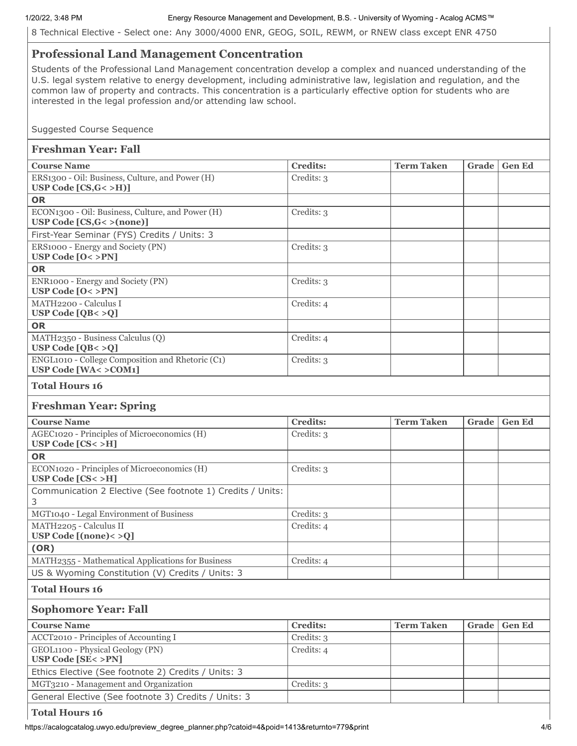8 Technical Elective - Select one: Any 3000/4000 ENR, GEOG, SOIL, REWM, or RNEW class except ENR 4750

## Professional Land Management Concentration

Students of the Professional Land Management concentration develop a complex and nuanced understanding of the U.S. legal system relative to energy development, including administrative law, legislation and regulation, and the common law of property and contracts. This concentration is a particularly effective option for students who are interested in the legal profession and/or attending law school.

Suggested Course Sequence

### Freshman Year: Fall

| Course Name | Credits: | Term Taken | Grade | Gen Ed |
|---|---|---|---|---|
| ERS1300 - Oil: Business, Culture, and Power (H) **USP Code [CS,G< >H)]** | Credits: 3 | | | |
| **OR** | | | | |
| ECON1300 - Oil: Business, Culture, and Power (H) **USP Code [CS,G< >(none)]** | Credits: 3 | | | |
| First-Year Seminar (FYS) Credits / Units: 3 | | | | |
| ERS1000 - Energy and Society (PN) **USP Code [O< >PN]** | Credits: 3 | | | |
| **OR** | | | | |
| ENR1000 - Energy and Society (PN) **USP Code [O< >PN]** | Credits: 3 | | | |
| MATH2200 - Calculus I **USP Code [QB< >Q]** | Credits: 4 | | | |
| **OR** | | | | |
| MATH2350 - Business Calculus (Q) **USP Code [QB< >Q]** | Credits: 4 | | | |
| ENGL1010 - College Composition and Rhetoric (C1) **USP Code [WA< >COM1]** | Credits: 3 | | | |

**Total Hours 16**

### Freshman Year: Spring

| Course Name | Credits: | Term Taken | Grade | Gen Ed |
|---|---|---|---|---|
| AGEC1020 - Principles of Microeconomics (H) **USP Code [CS< >H]** | Credits: 3 | | | |
| **OR** | | | | |
| ECON1020 - Principles of Microeconomics (H) **USP Code [CS< >H]** | Credits: 3 | | | |
| Communication 2 Elective (See footnote 1) Credits / Units: 3 | | | | |
| MGT1040 - Legal Environment of Business | Credits: 3 | | | |
| MATH2205 - Calculus II **USP Code [(none)< >Q]** | Credits: 4 | | | |
| **(OR)** | | | | |
| MATH2355 - Mathematical Applications for Business | Credits: 4 | | | |
| US & Wyoming Constitution (V) Credits / Units: 3 | | | | |

**Total Hours 16**

### Sophomore Year: Fall

| Course Name | Credits: | Term Taken | Grade | Gen Ed |
|---|---|---|---|---|
| ACCT2010 - Principles of Accounting I | Credits: 3 | | | |
| GEOL1100 - Physical Geology (PN) **USP Code [SE< >PN]** | Credits: 4 | | | |
| Ethics Elective (See footnote 2) Credits / Units: 3 | | | | |
| MGT3210 - Management and Organization | Credits: 3 | | | |
| General Elective (See footnote 3) Credits / Units: 3 | | | | |

**Total Hours 16**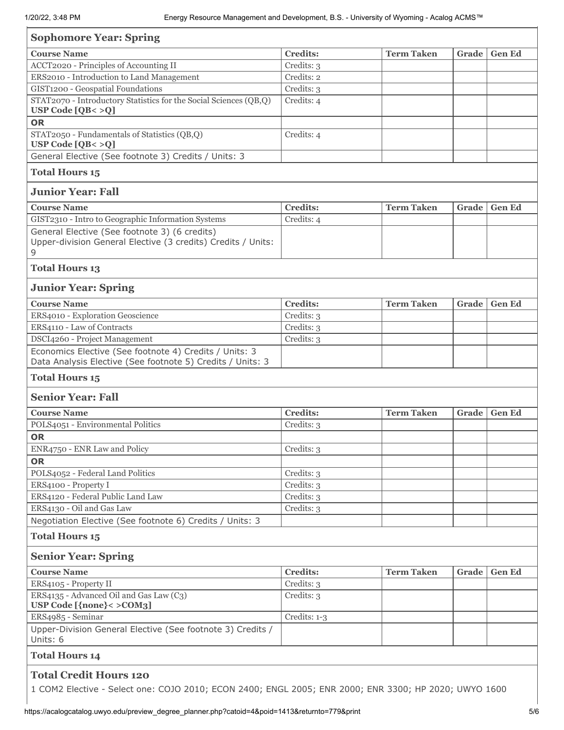### Sophomore Year: Spring

| Course Name | Credits: | Term Taken | Grade | Gen Ed |
|---|---|---|---|---|
| ACCT2020 - Principles of Accounting II | Credits: 3 | | | |
| ERS2010 - Introduction to Land Management | Credits: 2 | | | |
| GIST1200 - Geospatial Foundations | Credits: 3 | | | |
| STAT2070 - Introductory Statistics for the Social Sciences (QB,Q) **USP Code [QB< >Q]** | Credits: 4 | | | |
| **OR** | | | | |
| STAT2050 - Fundamentals of Statistics (QB,Q) **USP Code [QB< >Q]** | Credits: 4 | | | |
| General Elective (See footnote 3) Credits / Units: 3 | | | | |

**Total Hours 15**

### Junior Year: Fall

| Course Name | Credits: | Term Taken | Grade | Gen Ed |
|---|---|---|---|---|
| GIST2310 - Intro to Geographic Information Systems | Credits: 4 | | | |
| General Elective (See footnote 3) (6 credits) Upper-division General Elective (3 credits) Credits / Units: 9 | | | | |

**Total Hours 13**

### Junior Year: Spring

| Course Name | Credits: | Term Taken | Grade | Gen Ed |
|---|---|---|---|---|
| ERS4010 - Exploration Geoscience | Credits: 3 | | | |
| ERS4110 - Law of Contracts | Credits: 3 | | | |
| DSCI4260 - Project Management | Credits: 3 | | | |
| Economics Elective (See footnote 4) Credits / Units: 3 Data Analysis Elective (See footnote 5) Credits / Units: 3 | | | | |

**Total Hours 15**

### Senior Year: Fall

| Course Name | Credits: | Term Taken | Grade | Gen Ed |
|---|---|---|---|---|
| POLS4051 - Environmental Politics | Credits: 3 | | | |
| **OR** | | | | |
| ENR4750 - ENR Law and Policy | Credits: 3 | | | |
| **OR** | | | | |
| POLS4052 - Federal Land Politics | Credits: 3 | | | |
| ERS4100 - Property I | Credits: 3 | | | |
| ERS4120 - Federal Public Land Law | Credits: 3 | | | |
| ERS4130 - Oil and Gas Law | Credits: 3 | | | |
| Negotiation Elective (See footnote 6) Credits / Units: 3 | | | | |

**Total Hours 15**

### Senior Year: Spring

| Course Name | Credits: | Term Taken | Grade | Gen Ed |
|---|---|---|---|---|
| ERS4105 - Property II | Credits: 3 | | | |
| ERS4135 - Advanced Oil and Gas Law (C3) **USP Code [{none}< >COM3]** | Credits: 3 | | | |
| ERS4985 - Seminar | Credits: 1-3 | | | |
| Upper-Division General Elective (See footnote 3) Credits / Units: 6 | | | | |

**Total Hours 14**

### Total Credit Hours 120

1 COM2 Elective - Select one: COJO 2010; ECON 2400; ENGL 2005; ENR 2000; ENR 3300; HP 2020; UWYO 1600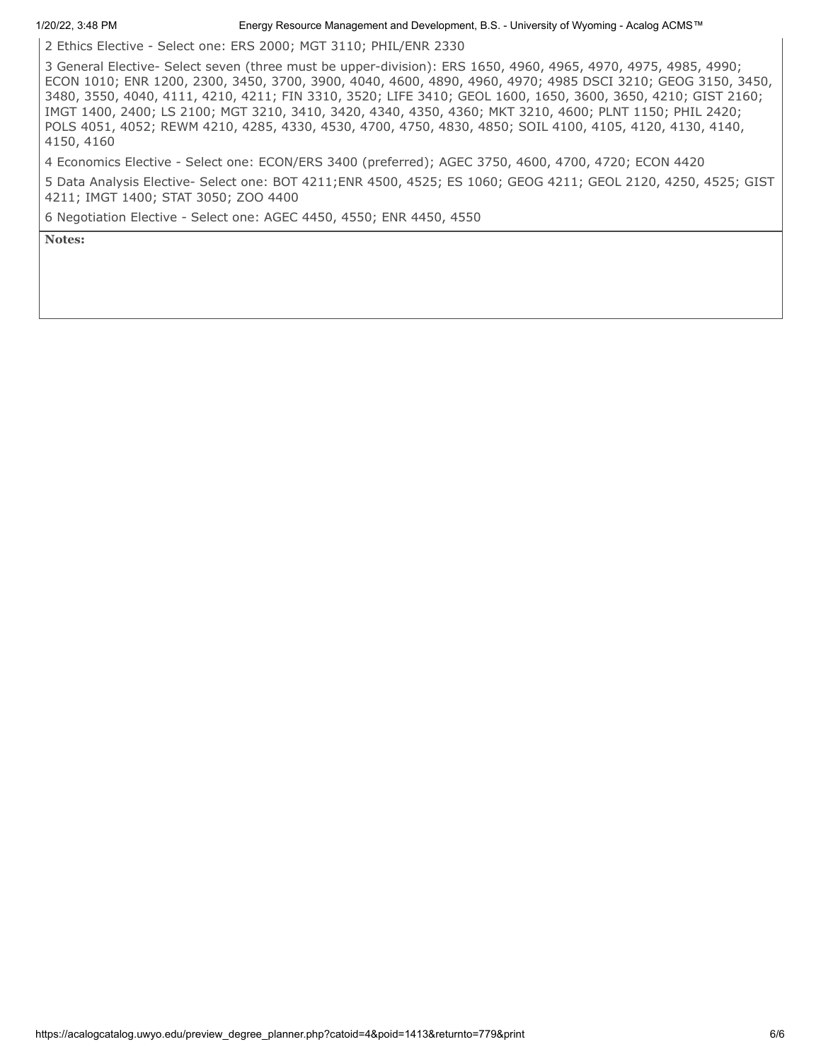2 Ethics Elective - Select one: ERS 2000; MGT 3110; PHIL/ENR 2330

3 General Elective- Select seven (three must be upper-division): ERS 1650, 4960, 4965, 4970, 4975, 4985, 4990; ECON 1010; ENR 1200, 2300, 3450, 3700, 3900, 4040, 4600, 4890, 4960, 4970; 4985 DSCI 3210; GEOG 3150, 3450, 3480, 3550, 4040, 4111, 4210, 4211; FIN 3310, 3520; LIFE 3410; GEOL 1600, 1650, 3600, 3650, 4210; GIST 2160; IMGT 1400, 2400; LS 2100; MGT 3210, 3410, 3420, 4340, 4350, 4360; MKT 3210, 4600; PLNT 1150; PHIL 2420; POLS 4051, 4052; REWM 4210, 4285, 4330, 4530, 4700, 4750, 4830, 4850; SOIL 4100, 4105, 4120, 4130, 4140, 4150, 4160

4 Economics Elective - Select one: ECON/ERS 3400 (preferred); AGEC 3750, 4600, 4700, 4720; ECON 4420

5 Data Analysis Elective- Select one: BOT 4211;ENR 4500, 4525; ES 1060; GEOG 4211; GEOL 2120, 4250, 4525; GIST 4211; IMGT 1400; STAT 3050; ZOO 4400

6 Negotiation Elective - Select one: AGEC 4450, 4550; ENR 4450, 4550

**Notes:**